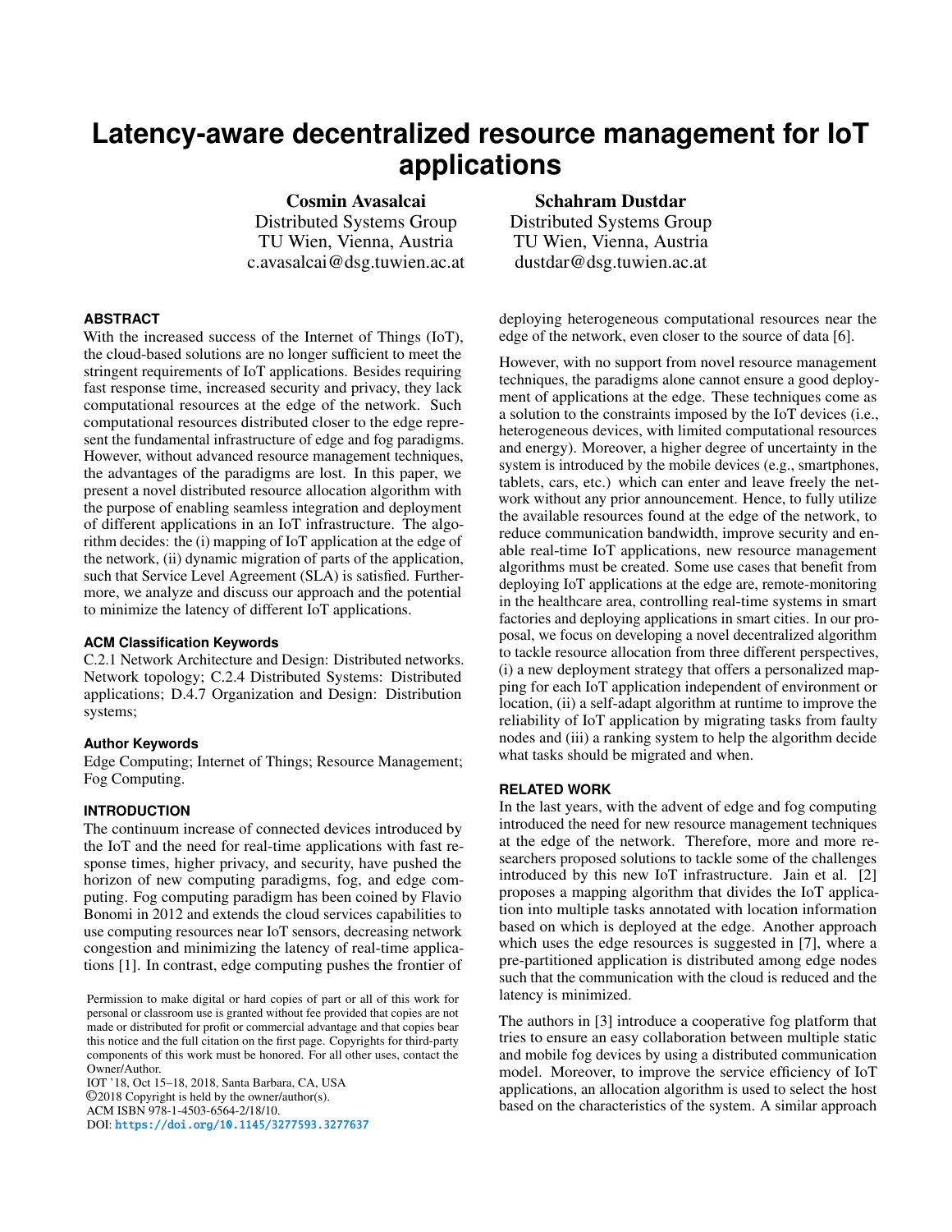# Latency-aware decentralized resource management for IoT applications

**Cosmin Avasalcai**
Distributed Systems Group
TU Wien, Vienna, Austria
c.avasalcai@dsg.tuwien.ac.at

**Schahram Dustdar**
Distributed Systems Group
TU Wien, Vienna, Austria
dustdar@dsg.tuwien.ac.at

## ABSTRACT

With the increased success of the Internet of Things (IoT), the cloud-based solutions are no longer sufficient to meet the stringent requirements of IoT applications. Besides requiring fast response time, increased security and privacy, they lack computational resources at the edge of the network. Such computational resources distributed closer to the edge represent the fundamental infrastructure of edge and fog paradigms. However, without advanced resource management techniques, the advantages of the paradigms are lost. In this paper, we present a novel distributed resource allocation algorithm with the purpose of enabling seamless integration and deployment of different applications in an IoT infrastructure. The algorithm decides: the (i) mapping of IoT application at the edge of the network, (ii) dynamic migration of parts of the application, such that Service Level Agreement (SLA) is satisfied. Furthermore, we analyze and discuss our approach and the potential to minimize the latency of different IoT applications.

### ACM Classification Keywords

C.2.1 Network Architecture and Design: Distributed networks. Network topology; C.2.4 Distributed Systems: Distributed applications; D.4.7 Organization and Design: Distribution systems;

### Author Keywords

Edge Computing; Internet of Things; Resource Management; Fog Computing.

## INTRODUCTION

The continuum increase of connected devices introduced by the IoT and the need for real-time applications with fast response times, higher privacy, and security, have pushed the horizon of new computing paradigms, fog, and edge computing. Fog computing paradigm has been coined by Flavio Bonomi in 2012 and extends the cloud services capabilities to use computing resources near IoT sensors, decreasing network congestion and minimizing the latency of real-time applications [1]. In contrast, edge computing pushes the frontier of deploying heterogeneous computational resources near the edge of the network, even closer to the source of data [6].

However, with no support from novel resource management techniques, the paradigms alone cannot ensure a good deployment of applications at the edge. These techniques come as a solution to the constraints imposed by the IoT devices (i.e., heterogeneous devices, with limited computational resources and energy). Moreover, a higher degree of uncertainty in the system is introduced by the mobile devices (e.g., smartphones, tablets, cars, etc.) which can enter and leave freely the network without any prior announcement. Hence, to fully utilize the available resources found at the edge of the network, to reduce communication bandwidth, improve security and enable real-time IoT applications, new resource management algorithms must be created. Some use cases that benefit from deploying IoT applications at the edge are, remote-monitoring in the healthcare area, controlling real-time systems in smart factories and deploying applications in smart cities. In our proposal, we focus on developing a novel decentralized algorithm to tackle resource allocation from three different perspectives, (i) a new deployment strategy that offers a personalized mapping for each IoT application independent of environment or location, (ii) a self-adapt algorithm at runtime to improve the reliability of IoT application by migrating tasks from faulty nodes and (iii) a ranking system to help the algorithm decide what tasks should be migrated and when.

Permission to make digital or hard copies of part or all of this work for personal or classroom use is granted without fee provided that copies are not made or distributed for profit or commercial advantage and that copies bear this notice and the full citation on the first page. Copyrights for third-party components of this work must be honored. For all other uses, contact the Owner/Author.
IOT '18, Oct 15–18, 2018, Santa Barbara, CA, USA
©2018 Copyright is held by the owner/author(s).
ACM ISBN 978-1-4503-6564-2/18/10.
DOI: https://doi.org/10.1145/3277593.3277637

## RELATED WORK

In the last years, with the advent of edge and fog computing introduced the need for new resource management techniques at the edge of the network. Therefore, more and more researchers proposed solutions to tackle some of the challenges introduced by this new IoT infrastructure. Jain et al. [2] proposes a mapping algorithm that divides the IoT application into multiple tasks annotated with location information based on which is deployed at the edge. Another approach which uses the edge resources is suggested in [7], where a pre-partitioned application is distributed among edge nodes such that the communication with the cloud is reduced and the latency is minimized.

The authors in [3] introduce a cooperative fog platform that tries to ensure an easy collaboration between multiple static and mobile fog devices by using a distributed communication model. Moreover, to improve the service efficiency of IoT applications, an allocation algorithm is used to select the host based on the characteristics of the system. A similar approach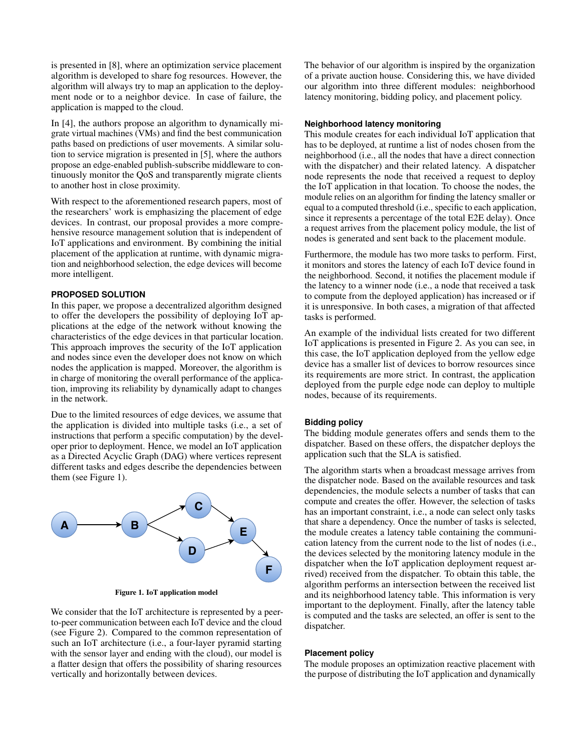is presented in [8], where an optimization service placement algorithm is developed to share fog resources. However, the algorithm will always try to map an application to the deployment node or to a neighbor device. In case of failure, the application is mapped to the cloud.

In [4], the authors propose an algorithm to dynamically migrate virtual machines (VMs) and find the best communication paths based on predictions of user movements. A similar solution to service migration is presented in [5], where the authors propose an edge-enabled publish-subscribe middleware to continuously monitor the QoS and transparently migrate clients to another host in close proximity.

With respect to the aforementioned research papers, most of the researchers' work is emphasizing the placement of edge devices. In contrast, our proposal provides a more comprehensive resource management solution that is independent of IoT applications and environment. By combining the initial placement of the application at runtime, with dynamic migration and neighborhood selection, the edge devices will become more intelligent.

## PROPOSED SOLUTION

In this paper, we propose a decentralized algorithm designed to offer the developers the possibility of deploying IoT applications at the edge of the network without knowing the characteristics of the edge devices in that particular location. This approach improves the security of the IoT application and nodes since even the developer does not know on which nodes the application is mapped. Moreover, the algorithm is in charge of monitoring the overall performance of the application, improving its reliability by dynamically adapt to changes in the network.

Due to the limited resources of edge devices, we assume that the application is divided into multiple tasks (i.e., a set of instructions that perform a specific computation) by the developer prior to deployment. Hence, we model an IoT application as a Directed Acyclic Graph (DAG) where vertices represent different tasks and edges describe the dependencies between them (see Figure 1).

**Figure 1. IoT application model**

We consider that the IoT architecture is represented by a peer-to-peer communication between each IoT device and the cloud (see Figure 2). Compared to the common representation of such an IoT architecture (i.e., a four-layer pyramid starting with the sensor layer and ending with the cloud), our model is a flatter design that offers the possibility of sharing resources vertically and horizontally between devices.

The behavior of our algorithm is inspired by the organization of a private auction house. Considering this, we have divided our algorithm into three different modules: neighborhood latency monitoring, bidding policy, and placement policy.

### Neighborhood latency monitoring

This module creates for each individual IoT application that has to be deployed, at runtime a list of nodes chosen from the neighborhood (i.e., all the nodes that have a direct connection with the dispatcher) and their related latency. A dispatcher node represents the node that received a request to deploy the IoT application in that location. To choose the nodes, the module relies on an algorithm for finding the latency smaller or equal to a computed threshold (i.e., specific to each application, since it represents a percentage of the total E2E delay). Once a request arrives from the placement policy module, the list of nodes is generated and sent back to the placement module.

Furthermore, the module has two more tasks to perform. First, it monitors and stores the latency of each IoT device found in the neighborhood. Second, it notifies the placement module if the latency to a winner node (i.e., a node that received a task to compute from the deployed application) has increased or if it is unresponsive. In both cases, a migration of that affected tasks is performed.

An example of the individual lists created for two different IoT applications is presented in Figure 2. As you can see, in this case, the IoT application deployed from the yellow edge device has a smaller list of devices to borrow resources since its requirements are more strict. In contrast, the application deployed from the purple edge node can deploy to multiple nodes, because of its requirements.

### Bidding policy

The bidding module generates offers and sends them to the dispatcher. Based on these offers, the dispatcher deploys the application such that the SLA is satisfied.

The algorithm starts when a broadcast message arrives from the dispatcher node. Based on the available resources and task dependencies, the module selects a number of tasks that can compute and creates the offer. However, the selection of tasks has an important constraint, i.e., a node can select only tasks that share a dependency. Once the number of tasks is selected, the module creates a latency table containing the communication latency from the current node to the list of nodes (i.e., the devices selected by the monitoring latency module in the dispatcher when the IoT application deployment request arrived) received from the dispatcher. To obtain this table, the algorithm performs an intersection between the received list and its neighborhood latency table. This information is very important to the deployment. Finally, after the latency table is computed and the tasks are selected, an offer is sent to the dispatcher.

### Placement policy

The module proposes an optimization reactive placement with the purpose of distributing the IoT application and dynamically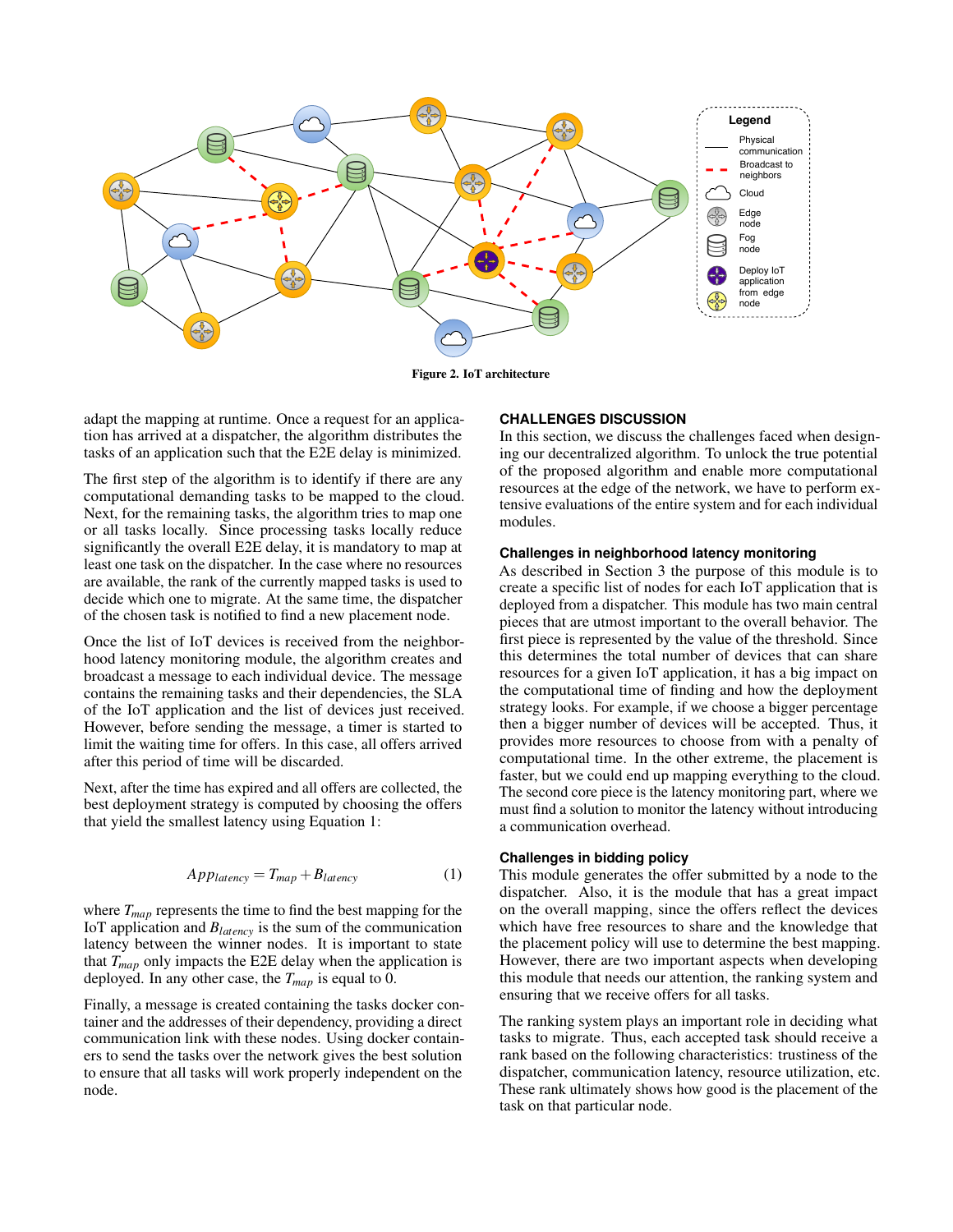Figure 2. IoT architecture

adapt the mapping at runtime. Once a request for an application has arrived at a dispatcher, the algorithm distributes the tasks of an application such that the E2E delay is minimized.

The first step of the algorithm is to identify if there are any computational demanding tasks to be mapped to the cloud. Next, for the remaining tasks, the algorithm tries to map one or all tasks locally. Since processing tasks locally reduce significantly the overall E2E delay, it is mandatory to map at least one task on the dispatcher. In the case where no resources are available, the rank of the currently mapped tasks is used to decide which one to migrate. At the same time, the dispatcher of the chosen task is notified to find a new placement node.

Once the list of IoT devices is received from the neighborhood latency monitoring module, the algorithm creates and broadcast a message to each individual device. The message contains the remaining tasks and their dependencies, the SLA of the IoT application and the list of devices just received. However, before sending the message, a timer is started to limit the waiting time for offers. In this case, all offers arrived after this period of time will be discarded.

Next, after the time has expired and all offers are collected, the best deployment strategy is computed by choosing the offers that yield the smallest latency using Equation 1:

$$App_{latency} = T_{map} + B_{latency} \quad (1)$$

where $T_{map}$ represents the time to find the best mapping for the IoT application and $B_{latency}$ is the sum of the communication latency between the winner nodes. It is important to state that $T_{map}$ only impacts the E2E delay when the application is deployed. In any other case, the $T_{map}$ is equal to 0.

Finally, a message is created containing the tasks docker container and the addresses of their dependency, providing a direct communication link with these nodes. Using docker containers to send the tasks over the network gives the best solution to ensure that all tasks will work properly independent on the node.

## CHALLENGES DISCUSSION

In this section, we discuss the challenges faced when designing our decentralized algorithm. To unlock the true potential of the proposed algorithm and enable more computational resources at the edge of the network, we have to perform extensive evaluations of the entire system and for each individual modules.

### Challenges in neighborhood latency monitoring

As described in Section 3 the purpose of this module is to create a specific list of nodes for each IoT application that is deployed from a dispatcher. This module has two main central pieces that are utmost important to the overall behavior. The first piece is represented by the value of the threshold. Since this determines the total number of devices that can share resources for a given IoT application, it has a big impact on the computational time of finding and how the deployment strategy looks. For example, if we choose a bigger percentage then a bigger number of devices will be accepted. Thus, it provides more resources to choose from with a penalty of computational time. In the other extreme, the placement is faster, but we could end up mapping everything to the cloud. The second core piece is the latency monitoring part, where we must find a solution to monitor the latency without introducing a communication overhead.

### Challenges in bidding policy

This module generates the offer submitted by a node to the dispatcher. Also, it is the module that has a great impact on the overall mapping, since the offers reflect the devices which have free resources to share and the knowledge that the placement policy will use to determine the best mapping. However, there are two important aspects when developing this module that needs our attention, the ranking system and ensuring that we receive offers for all tasks.

The ranking system plays an important role in deciding what tasks to migrate. Thus, each accepted task should receive a rank based on the following characteristics: trustiness of the dispatcher, communication latency, resource utilization, etc. These rank ultimately shows how good is the placement of the task on that particular node.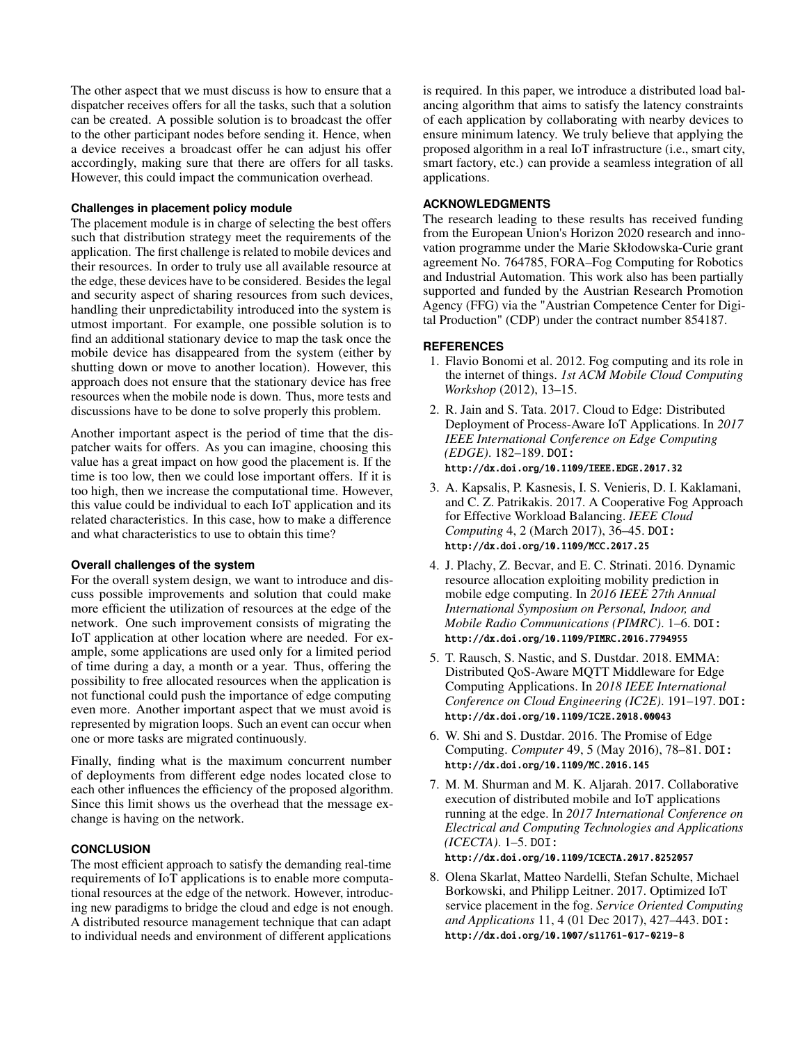The other aspect that we must discuss is how to ensure that a dispatcher receives offers for all the tasks, such that a solution can be created. A possible solution is to broadcast the offer to the other participant nodes before sending it. Hence, when a device receives a broadcast offer he can adjust his offer accordingly, making sure that there are offers for all tasks. However, this could impact the communication overhead.

### Challenges in placement policy module

The placement module is in charge of selecting the best offers such that distribution strategy meet the requirements of the application. The first challenge is related to mobile devices and their resources. In order to truly use all available resource at the edge, these devices have to be considered. Besides the legal and security aspect of sharing resources from such devices, handling their unpredictability introduced into the system is utmost important. For example, one possible solution is to find an additional stationary device to map the task once the mobile device has disappeared from the system (either by shutting down or move to another location). However, this approach does not ensure that the stationary device has free resources when the mobile node is down. Thus, more tests and discussions have to be done to solve properly this problem.

Another important aspect is the period of time that the dispatcher waits for offers. As you can imagine, choosing this value has a great impact on how good the placement is. If the time is too low, then we could lose important offers. If it is too high, then we increase the computational time. However, this value could be individual to each IoT application and its related characteristics. In this case, how to make a difference and what characteristics to use to obtain this time?

### Overall challenges of the system

For the overall system design, we want to introduce and discuss possible improvements and solution that could make more efficient the utilization of resources at the edge of the network. One such improvement consists of migrating the IoT application at other location where are needed. For example, some applications are used only for a limited period of time during a day, a month or a year. Thus, offering the possibility to free allocated resources when the application is not functional could push the importance of edge computing even more. Another important aspect that we must avoid is represented by migration loops. Such an event can occur when one or more tasks are migrated continuously.

Finally, finding what is the maximum concurrent number of deployments from different edge nodes located close to each other influences the efficiency of the proposed algorithm. Since this limit shows us the overhead that the message exchange is having on the network.

## CONCLUSION

The most efficient approach to satisfy the demanding real-time requirements of IoT applications is to enable more computational resources at the edge of the network. However, introducing new paradigms to bridge the cloud and edge is not enough. A distributed resource management technique that can adapt to individual needs and environment of different applications is required. In this paper, we introduce a distributed load balancing algorithm that aims to satisfy the latency constraints of each application by collaborating with nearby devices to ensure minimum latency. We truly believe that applying the proposed algorithm in a real IoT infrastructure (i.e., smart city, smart factory, etc.) can provide a seamless integration of all applications.

## ACKNOWLEDGMENTS

The research leading to these results has received funding from the European Union's Horizon 2020 research and innovation programme under the Marie Skłodowska-Curie grant agreement No. 764785, FORA–Fog Computing for Robotics and Industrial Automation. This work also has been partially supported and funded by the Austrian Research Promotion Agency (FFG) via the "Austrian Competence Center for Digital Production" (CDP) under the contract number 854187.

## REFERENCES

1. Flavio Bonomi et al. 2012. Fog computing and its role in the internet of things. *1st ACM Mobile Cloud Computing Workshop* (2012), 13–15.
2. R. Jain and S. Tata. 2017. Cloud to Edge: Distributed Deployment of Process-Aware IoT Applications. In *2017 IEEE International Conference on Edge Computing (EDGE)*. 182–189. DOI: http://dx.doi.org/10.1109/IEEE.EDGE.2017.32
3. A. Kapsalis, P. Kasnesis, I. S. Venieris, D. I. Kaklamani, and C. Z. Patrikakis. 2017. A Cooperative Fog Approach for Effective Workload Balancing. *IEEE Cloud Computing* 4, 2 (March 2017), 36–45. DOI: http://dx.doi.org/10.1109/MCC.2017.25
4. J. Plachy, Z. Becvar, and E. C. Strinati. 2016. Dynamic resource allocation exploiting mobility prediction in mobile edge computing. In *2016 IEEE 27th Annual International Symposium on Personal, Indoor, and Mobile Radio Communications (PIMRC)*. 1–6. DOI: http://dx.doi.org/10.1109/PIMRC.2016.7794955
5. T. Rausch, S. Nastic, and S. Dustdar. 2018. EMMA: Distributed QoS-Aware MQTT Middleware for Edge Computing Applications. In *2018 IEEE International Conference on Cloud Engineering (IC2E)*. 191–197. DOI: http://dx.doi.org/10.1109/IC2E.2018.00043
6. W. Shi and S. Dustdar. 2016. The Promise of Edge Computing. *Computer* 49, 5 (May 2016), 78–81. DOI: http://dx.doi.org/10.1109/MC.2016.145
7. M. M. Shurman and M. K. Aljarah. 2017. Collaborative execution of distributed mobile and IoT applications running at the edge. In *2017 International Conference on Electrical and Computing Technologies and Applications (ICECTA)*. 1–5. DOI: http://dx.doi.org/10.1109/ICECTA.2017.8252057
8. Olena Skarlat, Matteo Nardelli, Stefan Schulte, Michael Borkowski, and Philipp Leitner. 2017. Optimized IoT service placement in the fog. *Service Oriented Computing and Applications* 11, 4 (01 Dec 2017), 427–443. DOI: http://dx.doi.org/10.1007/s11761-017-0219-8